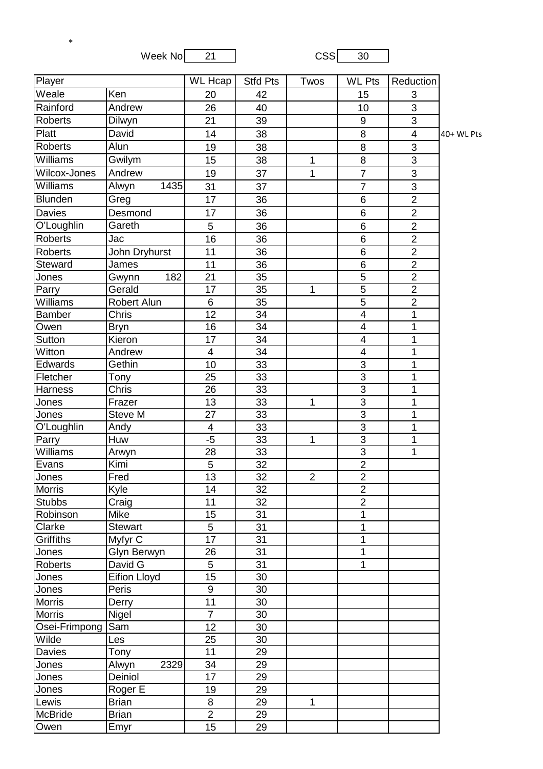*

Week No 21 CSS 30

| Player | | WL Hcap | Stfd Pts | Twos | WL Pts | Reduction | |
|---|---|---|---|---|---|---|---|
| Weale | Ken | 20 | 42 | | 15 | 3 | |
| Rainford | Andrew | 26 | 40 | | 10 | 3 | |
| Roberts | Dilwyn | 21 | 39 | | 9 | 3 | |
| Platt | David | 14 | 38 | | 8 | 4 | 40+ WL Pts |
| Roberts | Alun | 19 | 38 | | 8 | 3 | |
| Williams | Gwilym | 15 | 38 | 1 | 8 | 3 | |
| Wilcox-Jones | Andrew | 19 | 37 | 1 | 7 | 3 | |
| Williams | Alwyn 1435 | 31 | 37 | | 7 | 3 | |
| Blunden | Greg | 17 | 36 | | 6 | 2 | |
| Davies | Desmond | 17 | 36 | | 6 | 2 | |
| O'Loughlin | Gareth | 5 | 36 | | 6 | 2 | |
| Roberts | Jac | 16 | 36 | | 6 | 2 | |
| Roberts | John Dryhurst | 11 | 36 | | 6 | 2 | |
| Steward | James | 11 | 36 | | 6 | 2 | |
| Jones | Gwynn 182 | 21 | 35 | | 5 | 2 | |
| Parry | Gerald | 17 | 35 | 1 | 5 | 2 | |
| Williams | Robert Alun | 6 | 35 | | 5 | 2 | |
| Bamber | Chris | 12 | 34 | | 4 | 1 | |
| Owen | Bryn | 16 | 34 | | 4 | 1 | |
| Sutton | Kieron | 17 | 34 | | 4 | 1 | |
| Witton | Andrew | 4 | 34 | | 4 | 1 | |
| Edwards | Gethin | 10 | 33 | | 3 | 1 | |
| Fletcher | Tony | 25 | 33 | | 3 | 1 | |
| Harness | Chris | 26 | 33 | | 3 | 1 | |
| Jones | Frazer | 13 | 33 | 1 | 3 | 1 | |
| Jones | Steve M | 27 | 33 | | 3 | 1 | |
| O'Loughlin | Andy | 4 | 33 | | 3 | 1 | |
| Parry | Huw | -5 | 33 | 1 | 3 | 1 | |
| Williams | Arwyn | 28 | 33 | | 3 | 1 | |
| Evans | Kimi | 5 | 32 | | 2 | | |
| Jones | Fred | 13 | 32 | 2 | 2 | | |
| Morris | Kyle | 14 | 32 | | 2 | | |
| Stubbs | Craig | 11 | 32 | | 2 | | |
| Robinson | Mike | 15 | 31 | | 1 | | |
| Clarke | Stewart | 5 | 31 | | 1 | | |
| Griffiths | Myfyr C | 17 | 31 | | 1 | | |
| Jones | Glyn Berwyn | 26 | 31 | | 1 | | |
| Roberts | David G | 5 | 31 | | 1 | | |
| Jones | Eifion Lloyd | 15 | 30 | | | | |
| Jones | Peris | 9 | 30 | | | | |
| Morris | Derry | 11 | 30 | | | | |
| Morris | Nigel | 7 | 30 | | | | |
| Osei-Frimpong | Sam | 12 | 30 | | | | |
| Wilde | Les | 25 | 30 | | | | |
| Davies | Tony | 11 | 29 | | | | |
| Jones | Alwyn 2329 | 34 | 29 | | | | |
| Jones | Deiniol | 17 | 29 | | | | |
| Jones | Roger E | 19 | 29 | | | | |
| Lewis | Brian | 8 | 29 | 1 | | | |
| McBride | Brian | 2 | 29 | | | | |
| Owen | Emyr | 15 | 29 | | | | |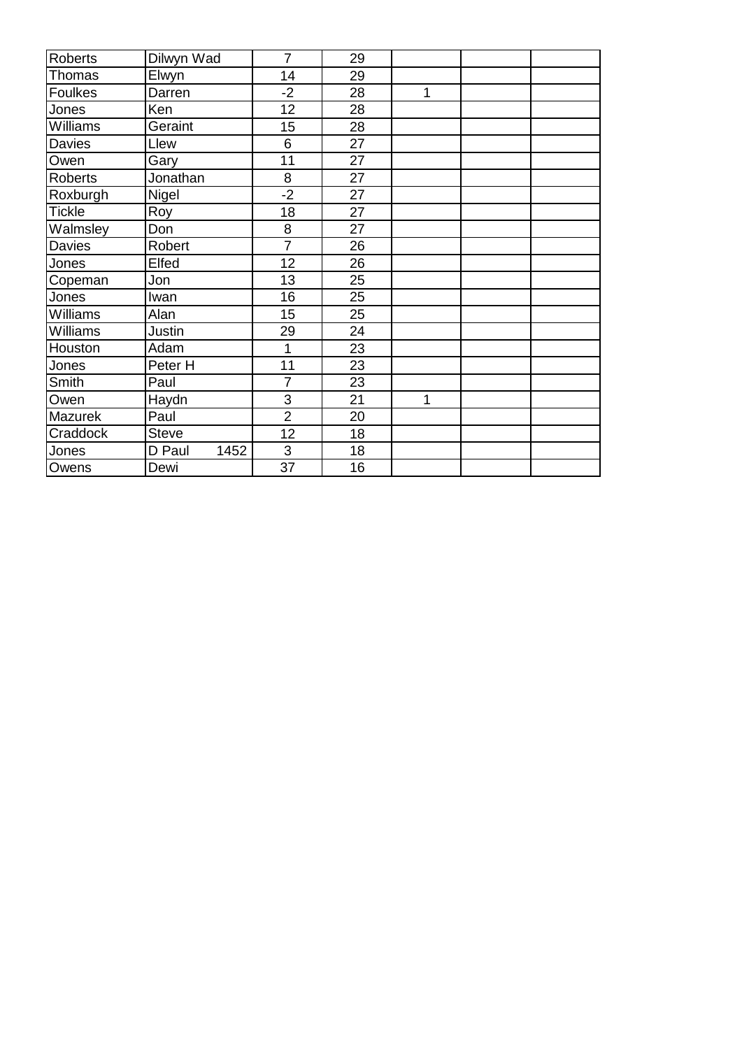| | | | | | | |
|---|---|---|---|---|---|---|
| Roberts | Dilwyn Wad | 7 | 29 | | | |
| Thomas | Elwyn | 14 | 29 | | | |
| Foulkes | Darren | -2 | 28 | 1 | | |
| Jones | Ken | 12 | 28 | | | |
| Williams | Geraint | 15 | 28 | | | |
| Davies | Llew | 6 | 27 | | | |
| Owen | Gary | 11 | 27 | | | |
| Roberts | Jonathan | 8 | 27 | | | |
| Roxburgh | Nigel | -2 | 27 | | | |
| Tickle | Roy | 18 | 27 | | | |
| Walmsley | Don | 8 | 27 | | | |
| Davies | Robert | 7 | 26 | | | |
| Jones | Elfed | 12 | 26 | | | |
| Copeman | Jon | 13 | 25 | | | |
| Jones | Iwan | 16 | 25 | | | |
| Williams | Alan | 15 | 25 | | | |
| Williams | Justin | 29 | 24 | | | |
| Houston | Adam | 1 | 23 | | | |
| Jones | Peter H | 11 | 23 | | | |
| Smith | Paul | 7 | 23 | | | |
| Owen | Haydn | 3 | 21 | 1 | | |
| Mazurek | Paul | 2 | 20 | | | |
| Craddock | Steve | 12 | 18 | | | |
| Jones | D Paul 1452 | 3 | 18 | | | |
| Owens | Dewi | 37 | 16 | | | |